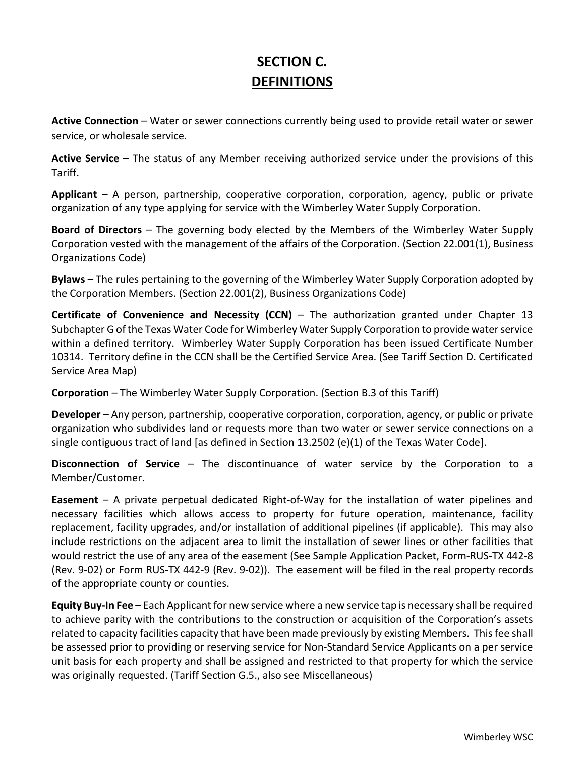# SECTION C.
## DEFINITIONS

**Active Connection** – Water or sewer connections currently being used to provide retail water or sewer service, or wholesale service.

**Active Service** – The status of any Member receiving authorized service under the provisions of this Tariff.

**Applicant** – A person, partnership, cooperative corporation, corporation, agency, public or private organization of any type applying for service with the Wimberley Water Supply Corporation.

**Board of Directors** – The governing body elected by the Members of the Wimberley Water Supply Corporation vested with the management of the affairs of the Corporation. (Section 22.001(1), Business Organizations Code)

**Bylaws** – The rules pertaining to the governing of the Wimberley Water Supply Corporation adopted by the Corporation Members. (Section 22.001(2), Business Organizations Code)

**Certificate of Convenience and Necessity (CCN)** – The authorization granted under Chapter 13 Subchapter G of the Texas Water Code for Wimberley Water Supply Corporation to provide water service within a defined territory. Wimberley Water Supply Corporation has been issued Certificate Number 10314. Territory define in the CCN shall be the Certified Service Area. (See Tariff Section D. Certificated Service Area Map)

**Corporation** – The Wimberley Water Supply Corporation. (Section B.3 of this Tariff)

**Developer** – Any person, partnership, cooperative corporation, corporation, agency, or public or private organization who subdivides land or requests more than two water or sewer service connections on a single contiguous tract of land [as defined in Section 13.2502 (e)(1) of the Texas Water Code].

**Disconnection of Service** – The discontinuance of water service by the Corporation to a Member/Customer.

**Easement** – A private perpetual dedicated Right-of-Way for the installation of water pipelines and necessary facilities which allows access to property for future operation, maintenance, facility replacement, facility upgrades, and/or installation of additional pipelines (if applicable). This may also include restrictions on the adjacent area to limit the installation of sewer lines or other facilities that would restrict the use of any area of the easement (See Sample Application Packet, Form-RUS-TX 442-8 (Rev. 9-02) or Form RUS-TX 442-9 (Rev. 9-02)). The easement will be filed in the real property records of the appropriate county or counties.

**Equity Buy-In Fee** – Each Applicant for new service where a new service tap is necessary shall be required to achieve parity with the contributions to the construction or acquisition of the Corporation's assets related to capacity facilities capacity that have been made previously by existing Members. This fee shall be assessed prior to providing or reserving service for Non-Standard Service Applicants on a per service unit basis for each property and shall be assigned and restricted to that property for which the service was originally requested. (Tariff Section G.5., also see Miscellaneous)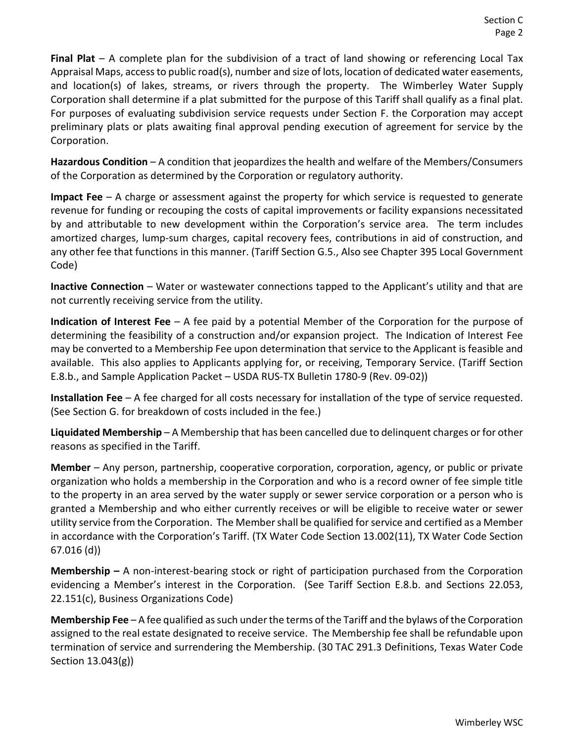**Final Plat** – A complete plan for the subdivision of a tract of land showing or referencing Local Tax Appraisal Maps, access to public road(s), number and size of lots, location of dedicated water easements, and location(s) of lakes, streams, or rivers through the property. The Wimberley Water Supply Corporation shall determine if a plat submitted for the purpose of this Tariff shall qualify as a final plat. For purposes of evaluating subdivision service requests under Section F. the Corporation may accept preliminary plats or plats awaiting final approval pending execution of agreement for service by the Corporation.

**Hazardous Condition** – A condition that jeopardizes the health and welfare of the Members/Consumers of the Corporation as determined by the Corporation or regulatory authority.

**Impact Fee** – A charge or assessment against the property for which service is requested to generate revenue for funding or recouping the costs of capital improvements or facility expansions necessitated by and attributable to new development within the Corporation's service area. The term includes amortized charges, lump-sum charges, capital recovery fees, contributions in aid of construction, and any other fee that functions in this manner. (Tariff Section G.5., Also see Chapter 395 Local Government Code)

**Inactive Connection** – Water or wastewater connections tapped to the Applicant's utility and that are not currently receiving service from the utility.

**Indication of Interest Fee** – A fee paid by a potential Member of the Corporation for the purpose of determining the feasibility of a construction and/or expansion project. The Indication of Interest Fee may be converted to a Membership Fee upon determination that service to the Applicant is feasible and available. This also applies to Applicants applying for, or receiving, Temporary Service. (Tariff Section E.8.b., and Sample Application Packet – USDA RUS-TX Bulletin 1780-9 (Rev. 09-02))

**Installation Fee** – A fee charged for all costs necessary for installation of the type of service requested. (See Section G. for breakdown of costs included in the fee.)

**Liquidated Membership** – A Membership that has been cancelled due to delinquent charges or for other reasons as specified in the Tariff.

**Member** – Any person, partnership, cooperative corporation, corporation, agency, or public or private organization who holds a membership in the Corporation and who is a record owner of fee simple title to the property in an area served by the water supply or sewer service corporation or a person who is granted a Membership and who either currently receives or will be eligible to receive water or sewer utility service from the Corporation. The Member shall be qualified for service and certified as a Member in accordance with the Corporation's Tariff. (TX Water Code Section 13.002(11), TX Water Code Section 67.016 (d))

**Membership –** A non-interest-bearing stock or right of participation purchased from the Corporation evidencing a Member's interest in the Corporation. (See Tariff Section E.8.b. and Sections 22.053, 22.151(c), Business Organizations Code)

**Membership Fee** – A fee qualified as such under the terms of the Tariff and the bylaws of the Corporation assigned to the real estate designated to receive service. The Membership fee shall be refundable upon termination of service and surrendering the Membership. (30 TAC 291.3 Definitions, Texas Water Code Section 13.043(g))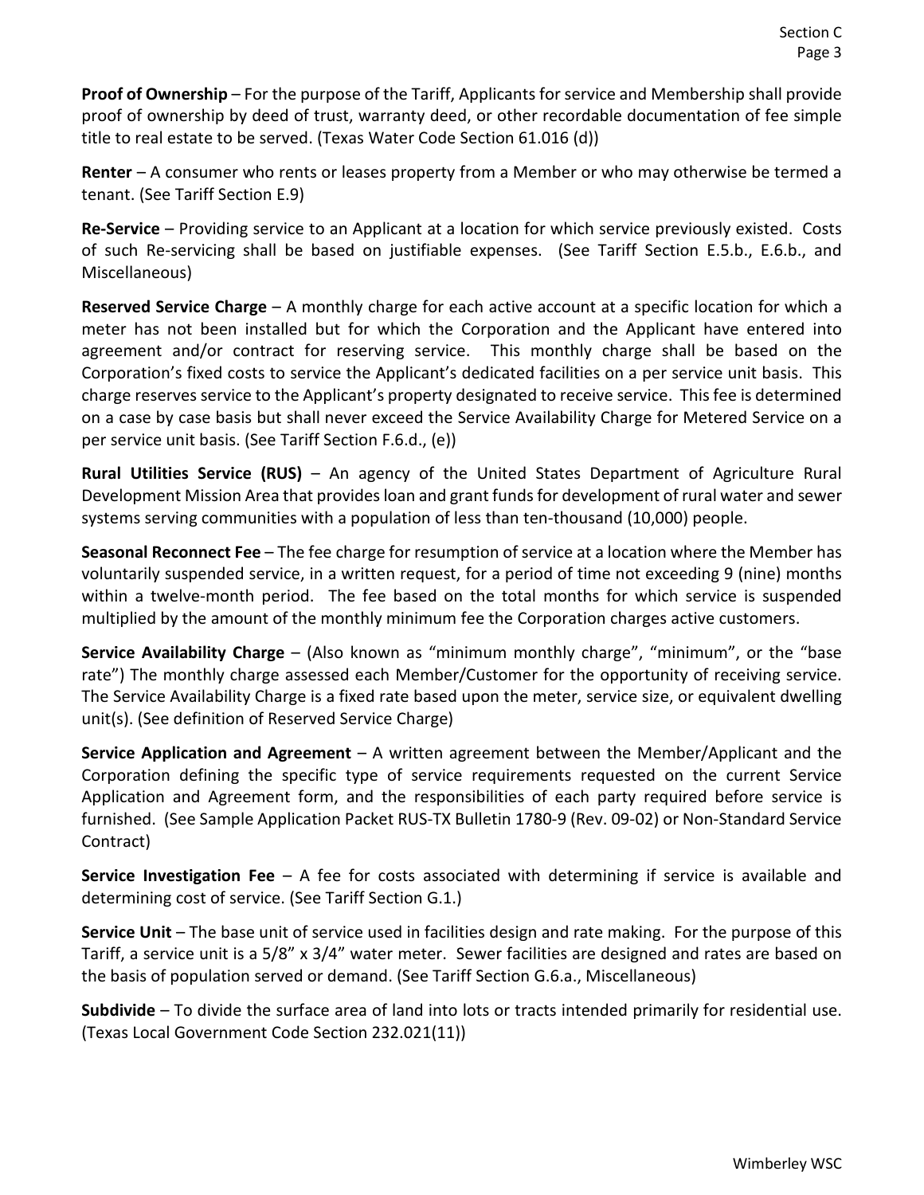**Proof of Ownership** – For the purpose of the Tariff, Applicants for service and Membership shall provide proof of ownership by deed of trust, warranty deed, or other recordable documentation of fee simple title to real estate to be served. (Texas Water Code Section 61.016 (d))

**Renter** – A consumer who rents or leases property from a Member or who may otherwise be termed a tenant. (See Tariff Section E.9)

**Re-Service** – Providing service to an Applicant at a location for which service previously existed. Costs of such Re-servicing shall be based on justifiable expenses. (See Tariff Section E.5.b., E.6.b., and Miscellaneous)

**Reserved Service Charge** – A monthly charge for each active account at a specific location for which a meter has not been installed but for which the Corporation and the Applicant have entered into agreement and/or contract for reserving service. This monthly charge shall be based on the Corporation's fixed costs to service the Applicant's dedicated facilities on a per service unit basis. This charge reserves service to the Applicant's property designated to receive service. This fee is determined on a case by case basis but shall never exceed the Service Availability Charge for Metered Service on a per service unit basis. (See Tariff Section F.6.d., (e))

**Rural Utilities Service (RUS)** – An agency of the United States Department of Agriculture Rural Development Mission Area that provides loan and grant funds for development of rural water and sewer systems serving communities with a population of less than ten-thousand (10,000) people.

**Seasonal Reconnect Fee** – The fee charge for resumption of service at a location where the Member has voluntarily suspended service, in a written request, for a period of time not exceeding 9 (nine) months within a twelve-month period. The fee based on the total months for which service is suspended multiplied by the amount of the monthly minimum fee the Corporation charges active customers.

**Service Availability Charge** – (Also known as "minimum monthly charge", "minimum", or the "base rate") The monthly charge assessed each Member/Customer for the opportunity of receiving service. The Service Availability Charge is a fixed rate based upon the meter, service size, or equivalent dwelling unit(s). (See definition of Reserved Service Charge)

**Service Application and Agreement** – A written agreement between the Member/Applicant and the Corporation defining the specific type of service requirements requested on the current Service Application and Agreement form, and the responsibilities of each party required before service is furnished. (See Sample Application Packet RUS-TX Bulletin 1780-9 (Rev. 09-02) or Non-Standard Service Contract)

**Service Investigation Fee** – A fee for costs associated with determining if service is available and determining cost of service. (See Tariff Section G.1.)

**Service Unit** – The base unit of service used in facilities design and rate making. For the purpose of this Tariff, a service unit is a 5/8" x 3/4" water meter. Sewer facilities are designed and rates are based on the basis of population served or demand. (See Tariff Section G.6.a., Miscellaneous)

**Subdivide** – To divide the surface area of land into lots or tracts intended primarily for residential use. (Texas Local Government Code Section 232.021(11))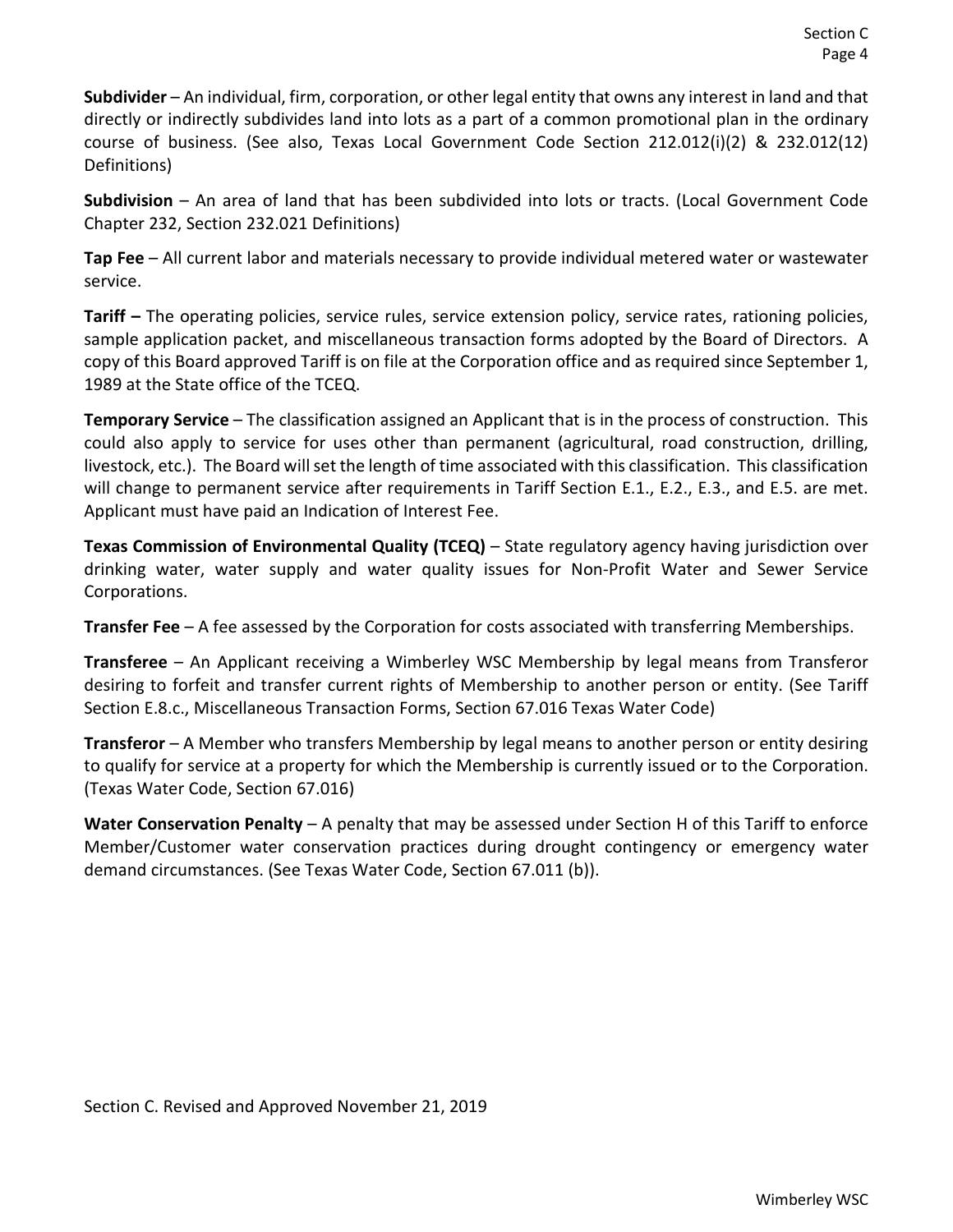**Subdivider** – An individual, firm, corporation, or other legal entity that owns any interest in land and that directly or indirectly subdivides land into lots as a part of a common promotional plan in the ordinary course of business. (See also, Texas Local Government Code Section 212.012(i)(2) & 232.012(12) Definitions)

**Subdivision** – An area of land that has been subdivided into lots or tracts. (Local Government Code Chapter 232, Section 232.021 Definitions)

**Tap Fee** – All current labor and materials necessary to provide individual metered water or wastewater service.

**Tariff –** The operating policies, service rules, service extension policy, service rates, rationing policies, sample application packet, and miscellaneous transaction forms adopted by the Board of Directors. A copy of this Board approved Tariff is on file at the Corporation office and as required since September 1, 1989 at the State office of the TCEQ.

**Temporary Service** – The classification assigned an Applicant that is in the process of construction. This could also apply to service for uses other than permanent (agricultural, road construction, drilling, livestock, etc.). The Board will set the length of time associated with this classification. This classification will change to permanent service after requirements in Tariff Section E.1., E.2., E.3., and E.5. are met. Applicant must have paid an Indication of Interest Fee.

**Texas Commission of Environmental Quality (TCEQ)** – State regulatory agency having jurisdiction over drinking water, water supply and water quality issues for Non-Profit Water and Sewer Service Corporations.

**Transfer Fee** – A fee assessed by the Corporation for costs associated with transferring Memberships.

**Transferee** – An Applicant receiving a Wimberley WSC Membership by legal means from Transferor desiring to forfeit and transfer current rights of Membership to another person or entity. (See Tariff Section E.8.c., Miscellaneous Transaction Forms, Section 67.016 Texas Water Code)

**Transferor** – A Member who transfers Membership by legal means to another person or entity desiring to qualify for service at a property for which the Membership is currently issued or to the Corporation. (Texas Water Code, Section 67.016)

**Water Conservation Penalty** – A penalty that may be assessed under Section H of this Tariff to enforce Member/Customer water conservation practices during drought contingency or emergency water demand circumstances. (See Texas Water Code, Section 67.011 (b)).

Section C. Revised and Approved November 21, 2019